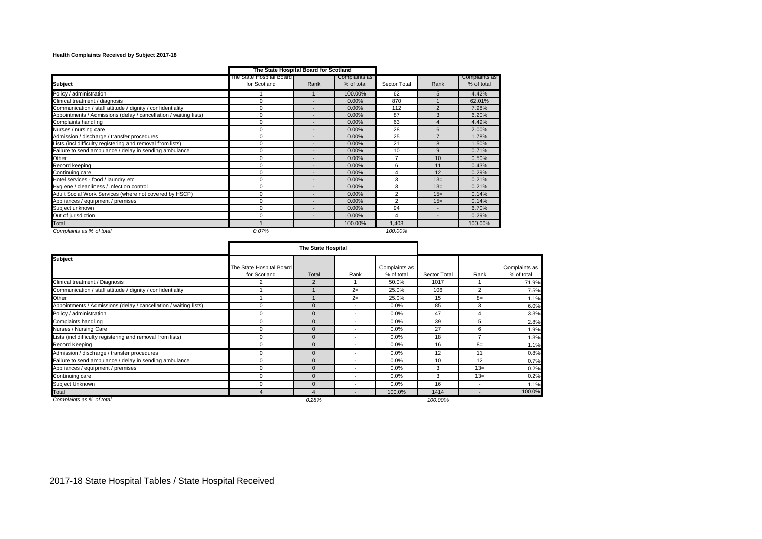**Health Complaints Received by Subject 2017-18**

| | The State Hospital Board for Scotland | | | | | |
|---|---|---|---|---|---|---|
| **Subject** | The State Hospital Board for Scotland | Rank | Complaints as % of total | Sector Total | Rank | Complaints as % of total |
| Policy / administration | 1 | 1 | 100.00% | 62 | 5 | 4.42% |
| Clinical treatment / diagnosis | 0 | - | 0.00% | 870 | 1 | 62.01% |
| Communication / staff attitude / dignity / confidentiality | 0 | - | 0.00% | 112 | 2 | 7.98% |
| Appointments / Admissions (delay / cancellation / waiting lists) | 0 | - | 0.00% | 87 | 3 | 6.20% |
| Complaints handling | 0 | - | 0.00% | 63 | 4 | 4.49% |
| Nurses / nursing care | 0 | - | 0.00% | 28 | 6 | 2.00% |
| Admission / discharge / transfer procedures | 0 | - | 0.00% | 25 | 7 | 1.78% |
| Lists (incl difficulty registering and removal from lists) | 0 | - | 0.00% | 21 | 8 | 1.50% |
| Failure to send ambulance / delay in sending ambulance | 0 | - | 0.00% | 10 | 9 | 0.71% |
| Other | 0 | - | 0.00% | 7 | 10 | 0.50% |
| Record keeping | 0 | - | 0.00% | 6 | 11 | 0.43% |
| Continuing care | 0 | - | 0.00% | 4 | 12 | 0.29% |
| Hotel services - food / laundry etc | 0 | - | 0.00% | 3 | 13= | 0.21% |
| Hygiene / cleanliness / infection control | 0 | - | 0.00% | 3 | 13= | 0.21% |
| Adult Social Work Services (where not covered by HSCP) | 0 | - | 0.00% | 2 | 15= | 0.14% |
| Appliances / equipment / premises | 0 | - | 0.00% | 2 | 15= | 0.14% |
| Subject unknown | 0 | - | 0.00% | 94 | - | 6.70% |
| Out of jurisdiction | 0 | - | 0.00% | 4 | - | 0.29% |
| Total | 1 | | 100.00% | 1,403 | | 100.00% |
| *Complaints as % of total* | *0.07%* | | | *100.00%* | | |

| | The State Hospital | | | | | | |
|---|---|---|---|---|---|---|---|
| **Subject** | The State Hospital Board for Scotland | Total | Rank | Complaints as % of total | Sector Total | Rank | Complaints as % of total |
| Clinical treatment / Diagnosis | 2 | 2 | 1 | 50.0% | 1017 | 1 | 71.9% |
| Communication / staff attitude / dignity / confidentiality | 1 | 1 | 2= | 25.0% | 106 | 2 | 7.5% |
| Other | 1 | 1 | 2= | 25.0% | 15 | 8= | 1.1% |
| Appointments / Admissions (delay / cancellation / waiting lists) | 0 | 0 | - | 0.0% | 85 | 3 | 6.0% |
| Policy / administration | 0 | 0 | - | 0.0% | 47 | 4 | 3.3% |
| Complaints handling | 0 | 0 | - | 0.0% | 39 | 5 | 2.8% |
| Nurses / Nursing Care | 0 | 0 | - | 0.0% | 27 | 6 | 1.9% |
| Lists (incl difficulty registering and removal from lists) | 0 | 0 | - | 0.0% | 18 | 7 | 1.3% |
| Record Keeping | 0 | 0 | - | 0.0% | 16 | 8= | 1.1% |
| Admission / discharge / transfer procedures | 0 | 0 | - | 0.0% | 12 | 11 | 0.8% |
| Failure to send ambulance / delay in sending ambulance | 0 | 0 | - | 0.0% | 10 | 12 | 0.7% |
| Appliances / equipment / premises | 0 | 0 | - | 0.0% | 3 | 13= | 0.2% |
| Continuing care | 0 | 0 | - | 0.0% | 3 | 13= | 0.2% |
| Subject Unknown | 0 | 0 | - | 0.0% | 16 | - | 1.1% |
| Total | 4 | 4 | - | 100.0% | 1414 | - | 100.0% |
| *Complaints as % of total* | | *0.28%* | | | *100.00%* | | |

2017-18 State Hospital Tables / State Hospital Received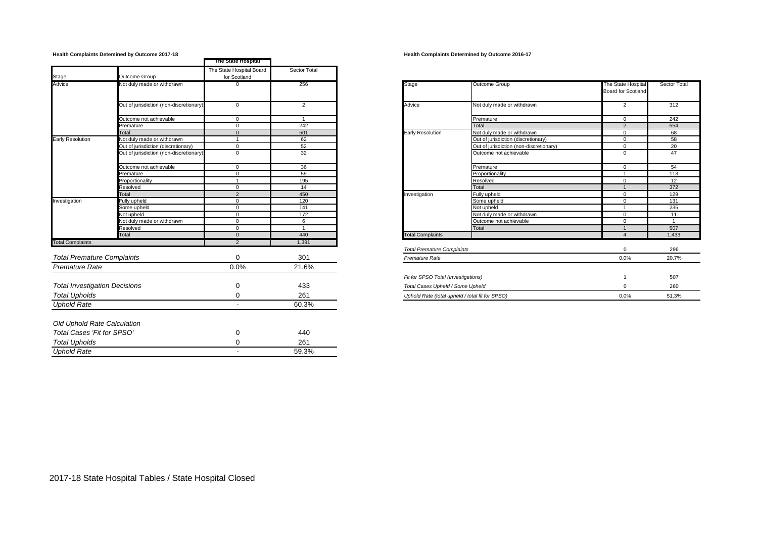**Health Complaints Detemined by Outcome 2017-18**

| Stage | Outcome Group | The State Hospital<br>The State Hospital Board for Scotland | Sector Total |
|---|---|---|---|
| Advice | Not duly made or withdrawn | 0 | 256 |
| | Out of jurisdiction (non-discretionary) | 0 | 2 |
| | Outcome not achievable | 0 | 1 |
| | Premature | 0 | 242 |
| | Total | 0 | 501 |
| Early Resolution | Not duly made or withdrawn | 1 | 62 |
| | Out of jurisdiction (discretionary) | 0 | 52 |
| | Out of jurisdiction (non-discretionary) | 0 | 32 |
| | Outcome not achievable | 0 | 36 |
| | Premature | 0 | 59 |
| | Proportionality | 1 | 195 |
| | Resolved | 0 | 14 |
| | Total | 2 | 450 |
| Investigation | Fully upheld | 0 | 120 |
| | Some upheld | 0 | 141 |
| | Not upheld | 0 | 172 |
| | Not duly made or withdrawn | 0 | 6 |
| | Resolved | 0 | 1 |
| | Total | 0 | 440 |
| Total Complaints | | 2 | 1,391 |

| | | |
|---|---|---|
| *Total Premature Complaints* | 0 | 301 |
| *Premature Rate* | 0.0% | 21.6% |
| *Total Investigation Decisions* | 0 | 433 |
| *Total Upholds* | 0 | 261 |
| *Uphold Rate* | - | 60.3% |

*Old Uphold Rate Calculation*

| | | |
|---|---|---|
| *Total Cases 'Fit for SPSO'* | 0 | 440 |
| *Total Upholds* | 0 | 261 |
| *Uphold Rate* | - | 59.3% |

**Health Complaints Determined by Outcome 2016-17**

| Stage | Outcome Group | The State Hospital Board for Scotland | Sector Total |
|---|---|---|---|
| Advice | Not duly made or withdrawn | 2 | 312 |
| | Premature | 0 | 242 |
| | Total | 2 | 554 |
| Early Resolution | Not duly made or withdrawn | 0 | 68 |
| | Out of jurisdiction (discretionary) | 0 | 58 |
| | Out of jurisdiction (non-discretionary) | 0 | 20 |
| | Outcome not achievable | 0 | 47 |
| | Premature | 0 | 54 |
| | Proportionality | 1 | 113 |
| | Resolved | 0 | 12 |
| | Total | 1 | 372 |
| Investigation | Fully upheld | 0 | 129 |
| | Some upheld | 0 | 131 |
| | Not upheld | 1 | 235 |
| | Not duly made or withdrawn | 0 | 11 |
| | Outcome not achievable | 0 | 1 |
| | Total | 1 | 507 |
| Total Complaints | | 4 | 1,433 |

| | | |
|---|---|---|
| *Total Premature Complaints* | 0 | 296 |
| *Premature Rate* | 0.0% | 20.7% |
| *Fit for SPSO Total (Investigations)* | 1 | 507 |
| *Total Cases Upheld / Some Upheld* | 0 | 260 |
| *Uphold Rate (total upheld / total fit for SPSO)* | 0.0% | 51.3% |

2017-18 State Hospital Tables / State Hospital Closed